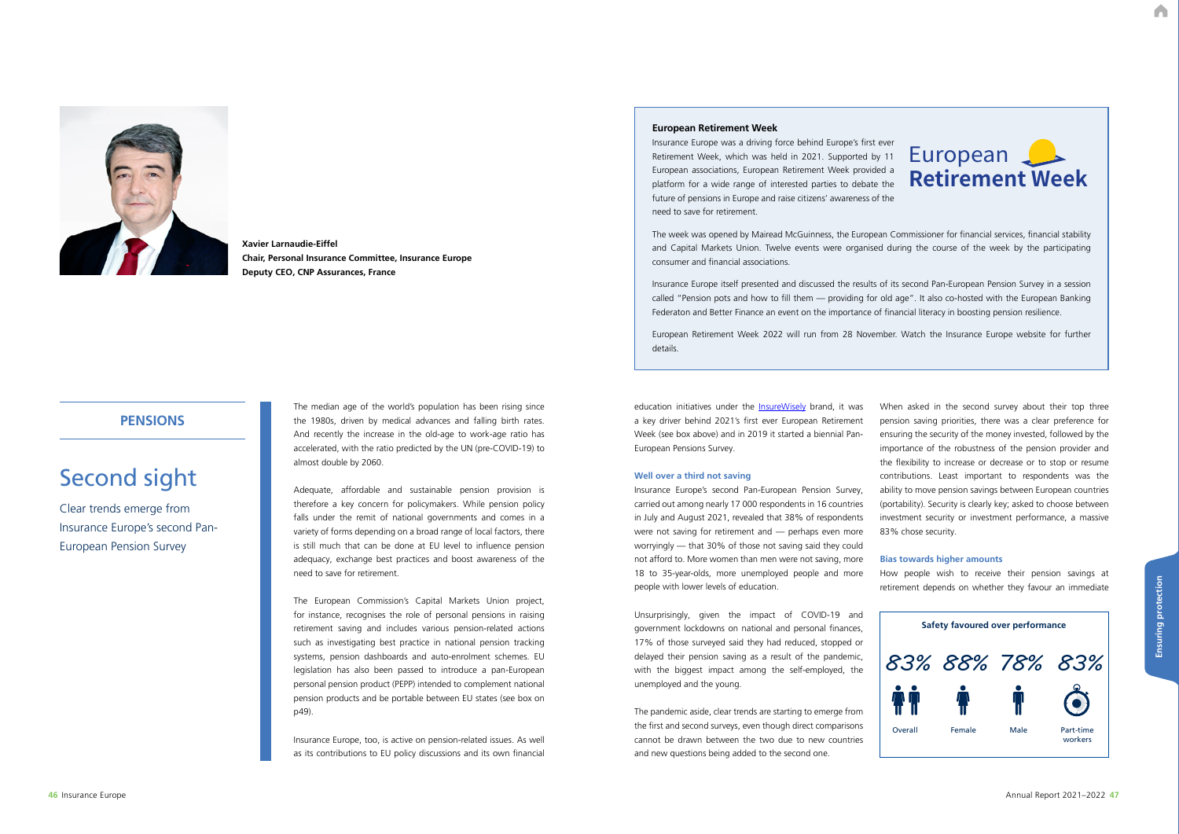Xavier Larnaudie-Eiffel
**Chair, Personal Insurance Committee, Insurance Europe**
**Deputy CEO, CNP Assurances, France**

**PENSIONS**

# Second sight

Clear trends emerge from Insurance Europe's second Pan-European Pension Survey

The median age of the world's population has been rising since the 1980s, driven by medical advances and falling birth rates. And recently the increase in the old-age to work-age ratio has accelerated, with the ratio predicted by the UN (pre-COVID-19) to almost double by 2060.

Adequate, affordable and sustainable pension provision is therefore a key concern for policymakers. While pension policy falls under the remit of national governments and comes in a variety of forms depending on a broad range of local factors, there is still much that can be done at EU level to influence pension adequacy, exchange best practices and boost awareness of the need to save for retirement.

The European Commission's Capital Markets Union project, for instance, recognises the role of personal pensions in raising retirement saving and includes various pension-related actions such as investigating best practice in national pension tracking systems, pension dashboards and auto-enrolment schemes. EU legislation has also been passed to introduce a pan-European personal pension product (PEPP) intended to complement national pension products and be portable between EU states (see box on p49).

Insurance Europe, too, is active on pension-related issues. As well as its contributions to EU policy discussions and its own financial education initiatives under the InsureWisely brand, it was a key driver behind 2021's first ever European Retirement Week (see box above) and in 2019 it started a biennial Pan-European Pensions Survey.

### Well over a third not saving

Insurance Europe's second Pan-European Pension Survey, carried out among nearly 17 000 respondents in 16 countries in July and August 2021, revealed that 38% of respondents were not saving for retirement and — perhaps even more worryingly — that 30% of those not saving said they could not afford to. More women than men were not saving, more 18 to 35-year-olds, more unemployed people and more people with lower levels of education.

Unsurprisingly, given the impact of COVID-19 and government lockdowns on national and personal finances, 17% of those surveyed said they had reduced, stopped or delayed their pension saving as a result of the pandemic, with the biggest impact among the self-employed, the unemployed and the young.

The pandemic aside, clear trends are starting to emerge from the first and second surveys, even though direct comparisons cannot be drawn between the two due to new countries and new questions being added to the second one.

When asked in the second survey about their top three pension saving priorities, there was a clear preference for ensuring the security of the money invested, followed by the importance of the robustness of the pension provider and the flexibility to increase or decrease or to stop or resume contributions. Least important to respondents was the ability to move pension savings between European countries (portability). Security is clearly key; asked to choose between investment security or investment performance, a massive 83% chose security.

### Bias towards higher amounts

How people wish to receive their pension savings at retirement depends on whether they favour an immediate

---

**European Retirement Week**

Insurance Europe was a driving force behind Europe's first ever Retirement Week, which was held in 2021. Supported by 11 European associations, European Retirement Week provided a platform for a wide range of interested parties to debate the future of pensions in Europe and raise citizens' awareness of the need to save for retirement.

European **Retirement Week**

The week was opened by Mairead McGuinness, the European Commissioner for financial services, financial stability and Capital Markets Union. Twelve events were organised during the course of the week by the participating consumer and financial associations.

Insurance Europe itself presented and discussed the results of its second Pan-European Pension Survey in a session called "Pension pots and how to fill them — providing for old age". It also co-hosted with the European Banking Federaton and Better Finance an event on the importance of financial literacy in boosting pension resilience.

European Retirement Week 2022 will run from 28 November. Watch the Insurance Europe website for further details.

---

**Safety favoured over performance**

| Overall | Female | Male | Part-time workers |
|---|---|---|---|
| 83% | 88% | 78% | 83% |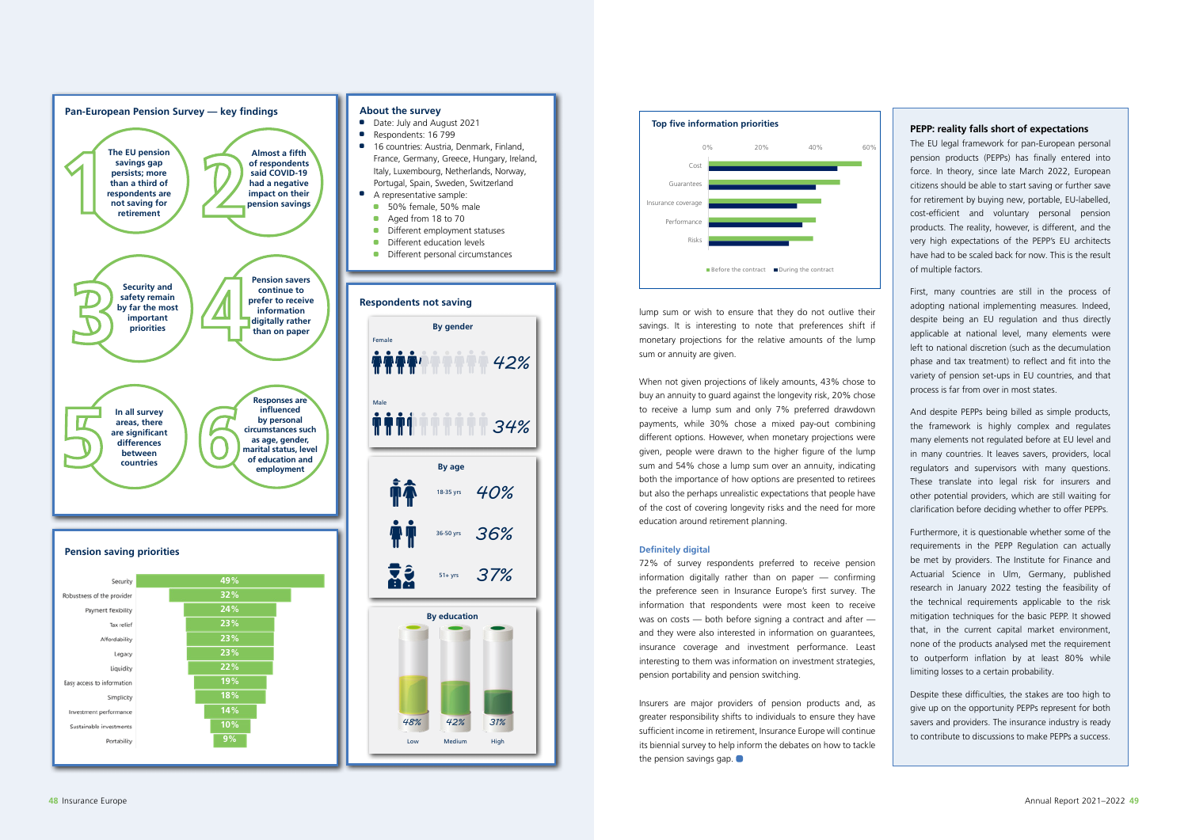## Pan-European Pension Survey — key findings

1. The EU pension savings gap persists; more than a third of respondents are not saving for retirement
2. Almost a fifth of respondents said COVID-19 had a negative impact on their pension savings
3. Security and safety remain by far the most important priorities
4. Pension savers continue to prefer to receive information digitally rather than on paper
5. In all survey areas, there are significant differences between countries
6. Responses are influenced by personal circumstances such as age, gender, marital status, level of education and employment

## About the survey

- Date: July and August 2021
- Respondents: 16 799
- 16 countries: Austria, Denmark, Finland, France, Germany, Greece, Hungary, Ireland, Italy, Luxembourg, Netherlands, Norway, Portugal, Spain, Sweden, Switzerland
- A representative sample:
  - 50% female, 50% male
  - Aged from 18 to 70
  - Different employment statuses
  - Different education levels
  - Different personal circumstances

## Pension saving priorities

Security 49%
Robustness of the provider 32%
Payment flexibility 24%
Tax relief 23%
Affordability 23%
Legacy 23%
Liquidity 22%
Easy access to information 19%
Simplicity 18%
Investment performance 14%
Sustainable investments 10%
Portability 9%

## Respondents not saving

By gender
Female 42%
Male 34%

By age
18-35 yrs 40%
36-50 yrs 36%
51+ yrs 37%

By education
48% Low
42% Medium
31% High

## Top five information priorities

0% 20% 40% 60%
Cost
Guarantees
Insurance coverage
Performance
Risks
Before the contract
During the contract

lump sum or wish to ensure that they do not outlive their savings. It is interesting to note that preferences shift if monetary projections for the relative amounts of the lump sum or annuity are given.

When not given projections of likely amounts, 43% chose to buy an annuity to guard against the longevity risk, 20% chose to receive a lump sum and only 7% preferred drawdown payments, while 30% chose a mixed pay-out combining different options. However, when monetary projections were given, people were drawn to the higher figure of the lump sum and 54% chose a lump sum over an annuity, indicating both the importance of how options are presented to retirees but also the perhaps unrealistic expectations that people have of the cost of covering longevity risks and the need for more education around retirement planning.

### Definitely digital

72% of survey respondents preferred to receive pension information digitally rather than on paper — confirming the preference seen in Insurance Europe's first survey. The information that respondents were most keen to receive was on costs — both before signing a contract and after — and they were also interested in information on guarantees, insurance coverage and investment performance. Least interesting to them was information on investment strategies, pension portability and pension switching.

Insurers are major providers of pension products and, as greater responsibility shifts to individuals to ensure they have sufficient income in retirement, Insurance Europe will continue its biennial survey to help inform the debates on how to tackle the pension savings gap.

### PEPP: reality falls short of expectations

The EU legal framework for pan-European personal pension products (PEPPs) has finally entered into force. In theory, since late March 2022, European citizens should be able to start saving or further save for retirement by buying new, portable, EU-labelled, cost-efficient and voluntary personal pension products. The reality, however, is different, and the very high expectations of the PEPP's EU architects have had to be scaled back for now. This is the result of multiple factors.

First, many countries are still in the process of adopting national implementing measures. Indeed, despite being an EU regulation and thus directly applicable at national level, many elements were left to national discretion (such as the decumulation phase and tax treatment) to reflect and fit into the variety of pension set-ups in EU countries, and that process is far from over in most states.

And despite PEPPs being billed as simple products, the framework is highly complex and regulates many elements not regulated before at EU level and in many countries. It leaves savers, providers, local regulators and supervisors with many questions. These translate into legal risk for insurers and other potential providers, which are still waiting for clarification before deciding whether to offer PEPPs.

Furthermore, it is questionable whether some of the requirements in the PEPP Regulation can actually be met by providers. The Institute for Finance and Actuarial Science in Ulm, Germany, published research in January 2022 testing the feasibility of the technical requirements applicable to the risk mitigation techniques for the basic PEPP. It showed that, in the current capital market environment, none of the products analysed met the requirement to outperform inflation by at least 80% while limiting losses to a certain probability.

Despite these difficulties, the stakes are too high to give up on the opportunity PEPPs represent for both savers and providers. The insurance industry is ready to contribute to discussions to make PEPPs a success.